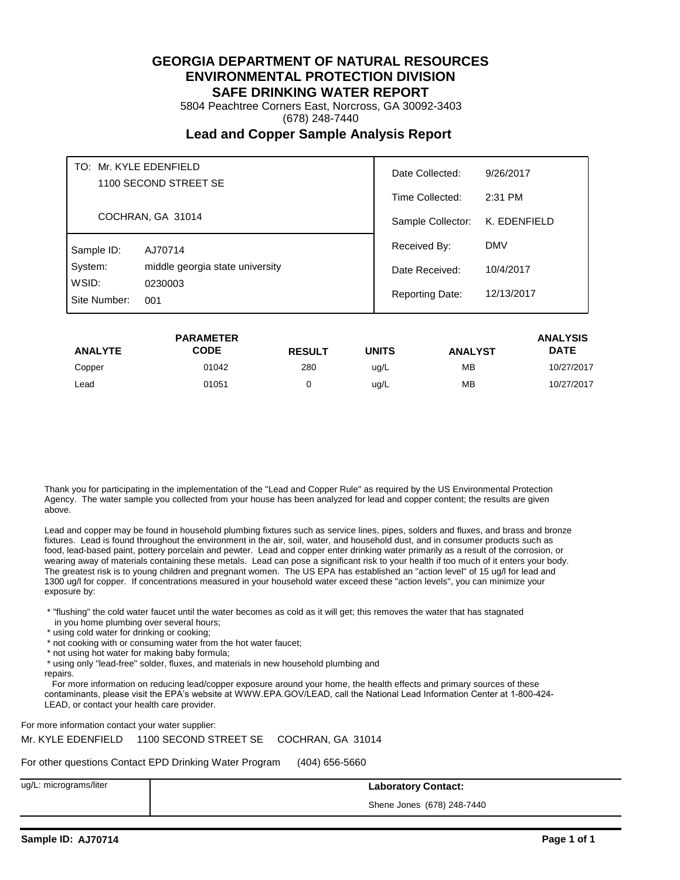# GEORGIA DEPARTMENT OF NATURAL RESOURCES
# ENVIRONMENTAL PROTECTION DIVISION
# SAFE DRINKING WATER REPORT

5804 Peachtree Corners East, Norcross, GA 30092-3403
(678) 248-7440

## Lead and Copper Sample Analysis Report

TO: Mr. KYLE EDENFIELD
1100 SECOND STREET SE

COCHRAN, GA 31014

| | |
|---|---|
| Sample ID: | AJ70714 |
| System: | middle georgia state university |
| WSID: | 0230003 |
| Site Number: | 001 |

| | |
|---|---|
| Date Collected: | 9/26/2017 |
| Time Collected: | 2:31 PM |
| Sample Collector: | K. EDENFIELD |
| Received By: | DMV |
| Date Received: | 10/4/2017 |
| Reporting Date: | 12/13/2017 |

| ANALYTE | PARAMETER CODE | RESULT | UNITS | ANALYST | ANALYSIS DATE |
|---|---|---|---|---|---|
| Copper | 01042 | 280 | ug/L | MB | 10/27/2017 |
| Lead | 01051 | 0 | ug/L | MB | 10/27/2017 |

Thank you for participating in the implementation of the "Lead and Copper Rule" as required by the US Environmental Protection Agency. The water sample you collected from your house has been analyzed for lead and copper content; the results are given above.

Lead and copper may be found in household plumbing fixtures such as service lines, pipes, solders and fluxes, and brass and bronze fixtures. Lead is found throughout the environment in the air, soil, water, and household dust, and in consumer products such as food, lead-based paint, pottery porcelain and pewter. Lead and copper enter drinking water primarily as a result of the corrosion, or wearing away of materials containing these metals. Lead can pose a significant risk to your health if too much of it enters your body. The greatest risk is to young children and pregnant women. The US EPA has established an "action level" of 15 ug/l for lead and 1300 ug/l for copper. If concentrations measured in your household water exceed these "action levels", you can minimize your exposure by:

* "flushing" the cold water faucet until the water becomes as cold as it will get; this removes the water that has stagnated in you home plumbing over several hours;
* using cold water for drinking or cooking;
* not cooking with or consuming water from the hot water faucet;
* not using hot water for making baby formula;
* using only "lead-free" solder, fluxes, and materials in new household plumbing and repairs.

For more information on reducing lead/copper exposure around your home, the health effects and primary sources of these contaminants, please visit the EPA's website at WWW.EPA.GOV/LEAD, call the National Lead Information Center at 1-800-424-LEAD, or contact your health care provider.

For more information contact your water supplier:

Mr. KYLE EDENFIELD 1100 SECOND STREET SE COCHRAN, GA 31014

For other questions Contact EPD Drinking Water Program (404) 656-5660

| ug/L: micrograms/liter | **Laboratory Contact:** |
|---|---|
| | Shene Jones (678) 248-7440 |

**Sample ID: AJ70714**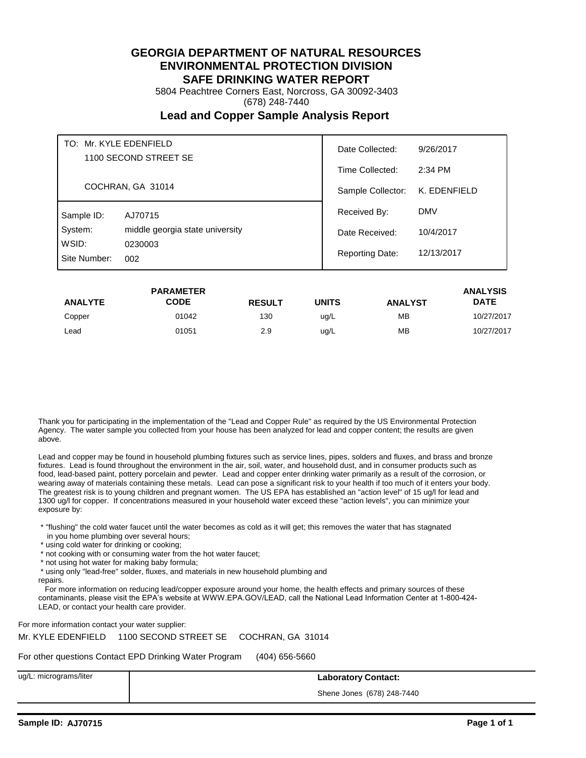# GEORGIA DEPARTMENT OF NATURAL RESOURCES
# ENVIRONMENTAL PROTECTION DIVISION
# SAFE DRINKING WATER REPORT

5804 Peachtree Corners East, Norcross, GA 30092-3403
(678) 248-7440

## Lead and Copper Sample Analysis Report

| | | | |
|---|---|---|---|
| TO: Mr. KYLE EDENFIELD | | Date Collected: | 9/26/2017 |
| 1100 SECOND STREET SE | | Time Collected: | 2:34 PM |
| COCHRAN, GA 31014 | | Sample Collector: | K. EDENFIELD |
| Sample ID: | AJ70715 | Received By: | DMV |
| System: | middle georgia state university | Date Received: | 10/4/2017 |
| WSID: | 0230003 | Reporting Date: | 12/13/2017 |
| Site Number: | 002 | | |

| ANALYTE | PARAMETER CODE | RESULT | UNITS | ANALYST | ANALYSIS DATE |
|---|---|---|---|---|---|
| Copper | 01042 | 130 | ug/L | MB | 10/27/2017 |
| Lead | 01051 | 2.9 | ug/L | MB | 10/27/2017 |

Thank you for participating in the implementation of the "Lead and Copper Rule" as required by the US Environmental Protection Agency. The water sample you collected from your house has been analyzed for lead and copper content; the results are given above.

Lead and copper may be found in household plumbing fixtures such as service lines, pipes, solders and fluxes, and brass and bronze fixtures. Lead is found throughout the environment in the air, soil, water, and household dust, and in consumer products such as food, lead-based paint, pottery porcelain and pewter. Lead and copper enter drinking water primarily as a result of the corrosion, or wearing away of materials containing these metals. Lead can pose a significant risk to your health if too much of it enters your body. The greatest risk is to young children and pregnant women. The US EPA has established an "action level" of 15 ug/l for lead and 1300 ug/l for copper. If concentrations measured in your household water exceed these "action levels", you can minimize your exposure by:

* "flushing" the cold water faucet until the water becomes as cold as it will get; this removes the water that has stagnated in you home plumbing over several hours;
* using cold water for drinking or cooking;
* not cooking with or consuming water from the hot water faucet;
* not using hot water for making baby formula;
* using only "lead-free" solder, fluxes, and materials in new household plumbing and repairs.

For more information on reducing lead/copper exposure around your home, the health effects and primary sources of these contaminants, please visit the EPA's website at WWW.EPA.GOV/LEAD, call the National Lead Information Center at 1-800-424-LEAD, or contact your health care provider.

For more information contact your water supplier:

Mr. KYLE EDENFIELD 1100 SECOND STREET SE COCHRAN, GA 31014

For other questions Contact EPD Drinking Water Program (404) 656-5660

| ug/L: micrograms/liter | **Laboratory Contact:** |
|---|---|
| | Shene Jones (678) 248-7440 |

**Sample ID: AJ70715**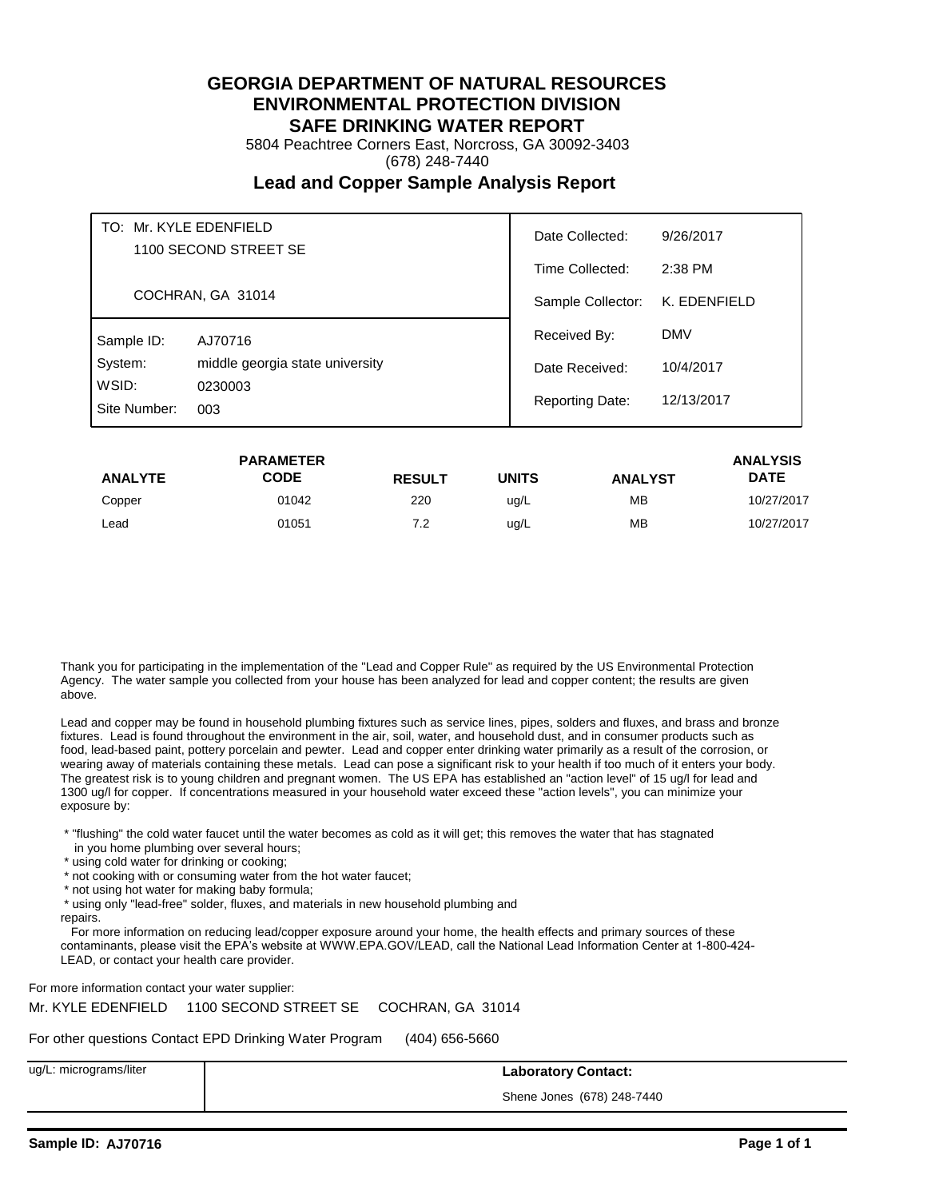# GEORGIA DEPARTMENT OF NATURAL RESOURCES
# ENVIRONMENTAL PROTECTION DIVISION
# SAFE DRINKING WATER REPORT

5804 Peachtree Corners East, Norcross, GA 30092-3403
(678) 248-7440

## Lead and Copper Sample Analysis Report

| | | | |
|---|---|---|---|
| TO: Mr. KYLE EDENFIELD | | Date Collected: | 9/26/2017 |
| 1100 SECOND STREET SE | | Time Collected: | 2:38 PM |
| COCHRAN, GA 31014 | | Sample Collector: | K. EDENFIELD |
| Sample ID: | AJ70716 | Received By: | DMV |
| System: | middle georgia state university | Date Received: | 10/4/2017 |
| WSID: | 0230003 | Reporting Date: | 12/13/2017 |
| Site Number: | 003 | | |

| ANALYTE | PARAMETER CODE | RESULT | UNITS | ANALYST | ANALYSIS DATE |
|---|---|---|---|---|---|
| Copper | 01042 | 220 | ug/L | MB | 10/27/2017 |
| Lead | 01051 | 7.2 | ug/L | MB | 10/27/2017 |

Thank you for participating in the implementation of the "Lead and Copper Rule" as required by the US Environmental Protection Agency. The water sample you collected from your house has been analyzed for lead and copper content; the results are given above.

Lead and copper may be found in household plumbing fixtures such as service lines, pipes, solders and fluxes, and brass and bronze fixtures. Lead is found throughout the environment in the air, soil, water, and household dust, and in consumer products such as food, lead-based paint, pottery porcelain and pewter. Lead and copper enter drinking water primarily as a result of the corrosion, or wearing away of materials containing these metals. Lead can pose a significant risk to your health if too much of it enters your body. The greatest risk is to young children and pregnant women. The US EPA has established an "action level" of 15 ug/l for lead and 1300 ug/l for copper. If concentrations measured in your household water exceed these "action levels", you can minimize your exposure by:

* "flushing" the cold water faucet until the water becomes as cold as it will get; this removes the water that has stagnated in you home plumbing over several hours;
* using cold water for drinking or cooking;
* not cooking with or consuming water from the hot water faucet;
* not using hot water for making baby formula;
* using only "lead-free" solder, fluxes, and materials in new household plumbing and repairs.

For more information on reducing lead/copper exposure around your home, the health effects and primary sources of these contaminants, please visit the EPA's website at WWW.EPA.GOV/LEAD, call the National Lead Information Center at 1-800-424-LEAD, or contact your health care provider.

For more information contact your water supplier:

Mr. KYLE EDENFIELD 1100 SECOND STREET SE COCHRAN, GA 31014

For other questions Contact EPD Drinking Water Program (404) 656-5660

| ug/L: micrograms/liter | **Laboratory Contact:** |
|---|---|
| | Shene Jones (678) 248-7440 |

**Sample ID: AJ70716**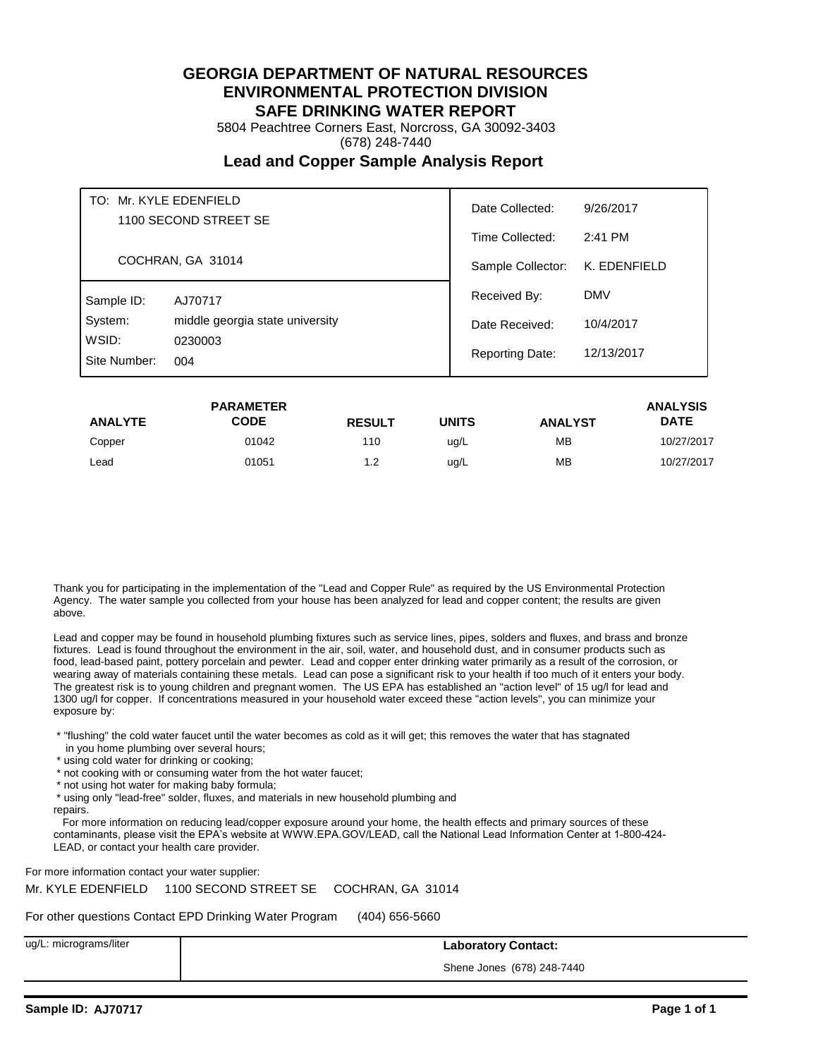# GEORGIA DEPARTMENT OF NATURAL RESOURCES
# ENVIRONMENTAL PROTECTION DIVISION
# SAFE DRINKING WATER REPORT

5804 Peachtree Corners East, Norcross, GA 30092-3403
(678) 248-7440

## Lead and Copper Sample Analysis Report

| | |
|---|---|
| TO: Mr. KYLE EDENFIELD | |
| 1100 SECOND STREET SE | |
| COCHRAN, GA 31014 | |
| Sample ID: | AJ70717 |
| System: | middle georgia state university |
| WSID: | 0230003 |
| Site Number: | 004 |

| | |
|---|---|
| Date Collected: | 9/26/2017 |
| Time Collected: | 2:41 PM |
| Sample Collector: | K. EDENFIELD |
| Received By: | DMV |
| Date Received: | 10/4/2017 |
| Reporting Date: | 12/13/2017 |

| ANALYTE | PARAMETER CODE | RESULT | UNITS | ANALYST | ANALYSIS DATE |
|---|---|---|---|---|---|
| Copper | 01042 | 110 | ug/L | MB | 10/27/2017 |
| Lead | 01051 | 1.2 | ug/L | MB | 10/27/2017 |

Thank you for participating in the implementation of the "Lead and Copper Rule" as required by the US Environmental Protection Agency. The water sample you collected from your house has been analyzed for lead and copper content; the results are given above.

Lead and copper may be found in household plumbing fixtures such as service lines, pipes, solders and fluxes, and brass and bronze fixtures. Lead is found throughout the environment in the air, soil, water, and household dust, and in consumer products such as food, lead-based paint, pottery porcelain and pewter. Lead and copper enter drinking water primarily as a result of the corrosion, or wearing away of materials containing these metals. Lead can pose a significant risk to your health if too much of it enters your body. The greatest risk is to young children and pregnant women. The US EPA has established an "action level" of 15 ug/l for lead and 1300 ug/l for copper. If concentrations measured in your household water exceed these "action levels", you can minimize your exposure by:

* "flushing" the cold water faucet until the water becomes as cold as it will get; this removes the water that has stagnated in you home plumbing over several hours;
* using cold water for drinking or cooking;
* not cooking with or consuming water from the hot water faucet;
* not using hot water for making baby formula;
* using only "lead-free" solder, fluxes, and materials in new household plumbing and repairs.

For more information on reducing lead/copper exposure around your home, the health effects and primary sources of these contaminants, please visit the EPA's website at WWW.EPA.GOV/LEAD, call the National Lead Information Center at 1-800-424-LEAD, or contact your health care provider.

For more information contact your water supplier:

Mr. KYLE EDENFIELD 1100 SECOND STREET SE COCHRAN, GA 31014

For other questions Contact EPD Drinking Water Program (404) 656-5660

| ug/L: micrograms/liter | **Laboratory Contact:** |
|---|---|
| | Shene Jones (678) 248-7440 |

**Sample ID: AJ70717**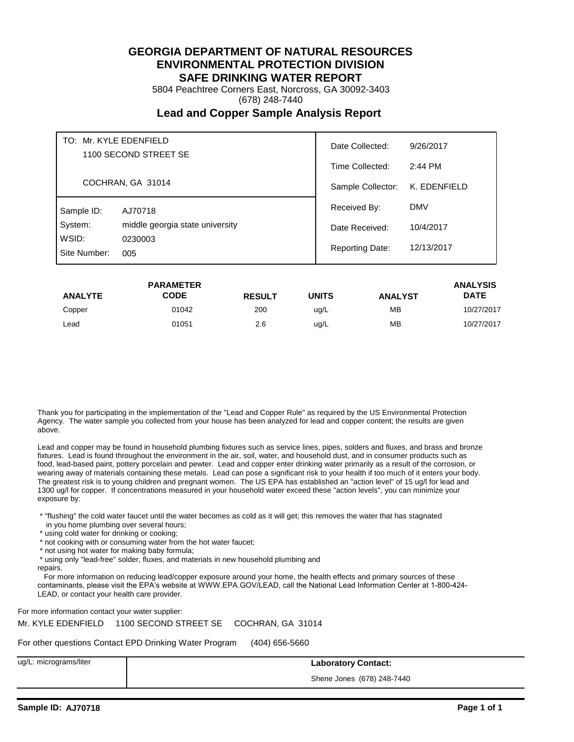# GEORGIA DEPARTMENT OF NATURAL RESOURCES
# ENVIRONMENTAL PROTECTION DIVISION
# SAFE DRINKING WATER REPORT

5804 Peachtree Corners East, Norcross, GA 30092-3403
(678) 248-7440

## Lead and Copper Sample Analysis Report

| | | | |
|---|---|---|---|
| TO: Mr. KYLE EDENFIELD<br>1100 SECOND STREET SE<br><br>COCHRAN, GA 31014 | | Date Collected: | 9/26/2017 |
| | | Time Collected: | 2:44 PM |
| | | Sample Collector: | K. EDENFIELD |
| Sample ID: | AJ70718 | Received By: | DMV |
| System: | middle georgia state university | Date Received: | 10/4/2017 |
| WSID: | 0230003 | Reporting Date: | 12/13/2017 |
| Site Number: | 005 | | |

| ANALYTE | PARAMETER CODE | RESULT | UNITS | ANALYST | ANALYSIS DATE |
|---|---|---|---|---|---|
| Copper | 01042 | 200 | ug/L | MB | 10/27/2017 |
| Lead | 01051 | 2.6 | ug/L | MB | 10/27/2017 |

Thank you for participating in the implementation of the "Lead and Copper Rule" as required by the US Environmental Protection Agency. The water sample you collected from your house has been analyzed for lead and copper content; the results are given above.

Lead and copper may be found in household plumbing fixtures such as service lines, pipes, solders and fluxes, and brass and bronze fixtures. Lead is found throughout the environment in the air, soil, water, and household dust, and in consumer products such as food, lead-based paint, pottery porcelain and pewter. Lead and copper enter drinking water primarily as a result of the corrosion, or wearing away of materials containing these metals. Lead can pose a significant risk to your health if too much of it enters your body. The greatest risk is to young children and pregnant women. The US EPA has established an "action level" of 15 ug/l for lead and 1300 ug/l for copper. If concentrations measured in your household water exceed these "action levels", you can minimize your exposure by:

* "flushing" the cold water faucet until the water becomes as cold as it will get; this removes the water that has stagnated in you home plumbing over several hours;
* using cold water for drinking or cooking;
* not cooking with or consuming water from the hot water faucet;
* not using hot water for making baby formula;
* using only "lead-free" solder, fluxes, and materials in new household plumbing and repairs.

For more information on reducing lead/copper exposure around your home, the health effects and primary sources of these contaminants, please visit the EPA's website at WWW.EPA.GOV/LEAD, call the National Lead Information Center at 1-800-424-LEAD, or contact your health care provider.

For more information contact your water supplier:

Mr. KYLE EDENFIELD 1100 SECOND STREET SE COCHRAN, GA 31014

For other questions Contact EPD Drinking Water Program (404) 656-5660

| ug/L: micrograms/liter | **Laboratory Contact:**<br>Shene Jones (678) 248-7440 |
|---|---|

**Sample ID: AJ70718**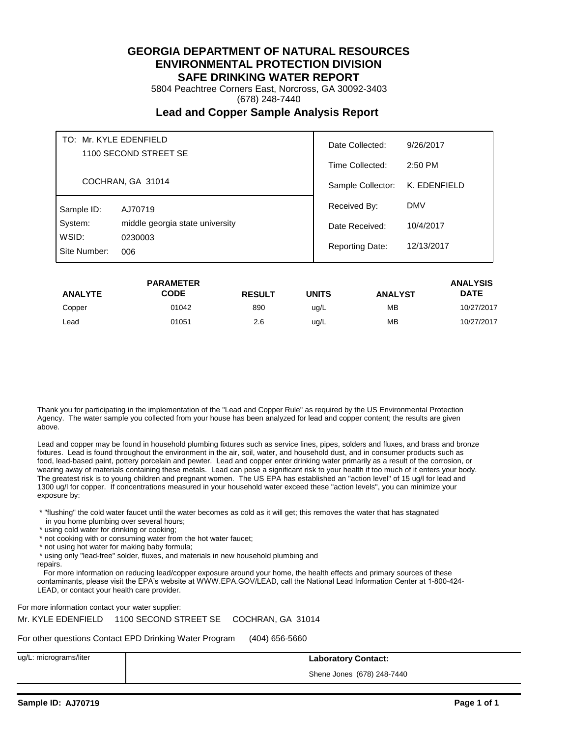# GEORGIA DEPARTMENT OF NATURAL RESOURCES
# ENVIRONMENTAL PROTECTION DIVISION
# SAFE DRINKING WATER REPORT

5804 Peachtree Corners East, Norcross, GA 30092-3403
(678) 248-7440

## Lead and Copper Sample Analysis Report

| | | | |
|---|---|---|---|
| TO: | Mr. KYLE EDENFIELD<br>1100 SECOND STREET SE<br><br>COCHRAN, GA 31014 | Date Collected: | 9/26/2017 |
| | | Time Collected: | 2:50 PM |
| | | Sample Collector: | K. EDENFIELD |
| Sample ID: | AJ70719 | Received By: | DMV |
| System: | middle georgia state university | Date Received: | 10/4/2017 |
| WSID: | 0230003 | Reporting Date: | 12/13/2017 |
| Site Number: | 006 | | |

| ANALYTE | PARAMETER CODE | RESULT | UNITS | ANALYST | ANALYSIS DATE |
|---|---|---|---|---|---|
| Copper | 01042 | 890 | ug/L | MB | 10/27/2017 |
| Lead | 01051 | 2.6 | ug/L | MB | 10/27/2017 |

Thank you for participating in the implementation of the "Lead and Copper Rule" as required by the US Environmental Protection Agency. The water sample you collected from your house has been analyzed for lead and copper content; the results are given above.

Lead and copper may be found in household plumbing fixtures such as service lines, pipes, solders and fluxes, and brass and bronze fixtures. Lead is found throughout the environment in the air, soil, water, and household dust, and in consumer products such as food, lead-based paint, pottery porcelain and pewter. Lead and copper enter drinking water primarily as a result of the corrosion, or wearing away of materials containing these metals. Lead can pose a significant risk to your health if too much of it enters your body. The greatest risk is to young children and pregnant women. The US EPA has established an "action level" of 15 ug/l for lead and 1300 ug/l for copper. If concentrations measured in your household water exceed these "action levels", you can minimize your exposure by:

* "flushing" the cold water faucet until the water becomes as cold as it will get; this removes the water that has stagnated in you home plumbing over several hours;
* using cold water for drinking or cooking;
* not cooking with or consuming water from the hot water faucet;
* not using hot water for making baby formula;
* using only "lead-free" solder, fluxes, and materials in new household plumbing and repairs.

For more information on reducing lead/copper exposure around your home, the health effects and primary sources of these contaminants, please visit the EPA's website at WWW.EPA.GOV/LEAD, call the National Lead Information Center at 1-800-424-LEAD, or contact your health care provider.

For more information contact your water supplier:

Mr. KYLE EDENFIELD 1100 SECOND STREET SE COCHRAN, GA 31014

For other questions Contact EPD Drinking Water Program (404) 656-5660

| ug/L: micrograms/liter | **Laboratory Contact:**<br>Shene Jones (678) 248-7440 |
|---|---|

**Sample ID: AJ70719**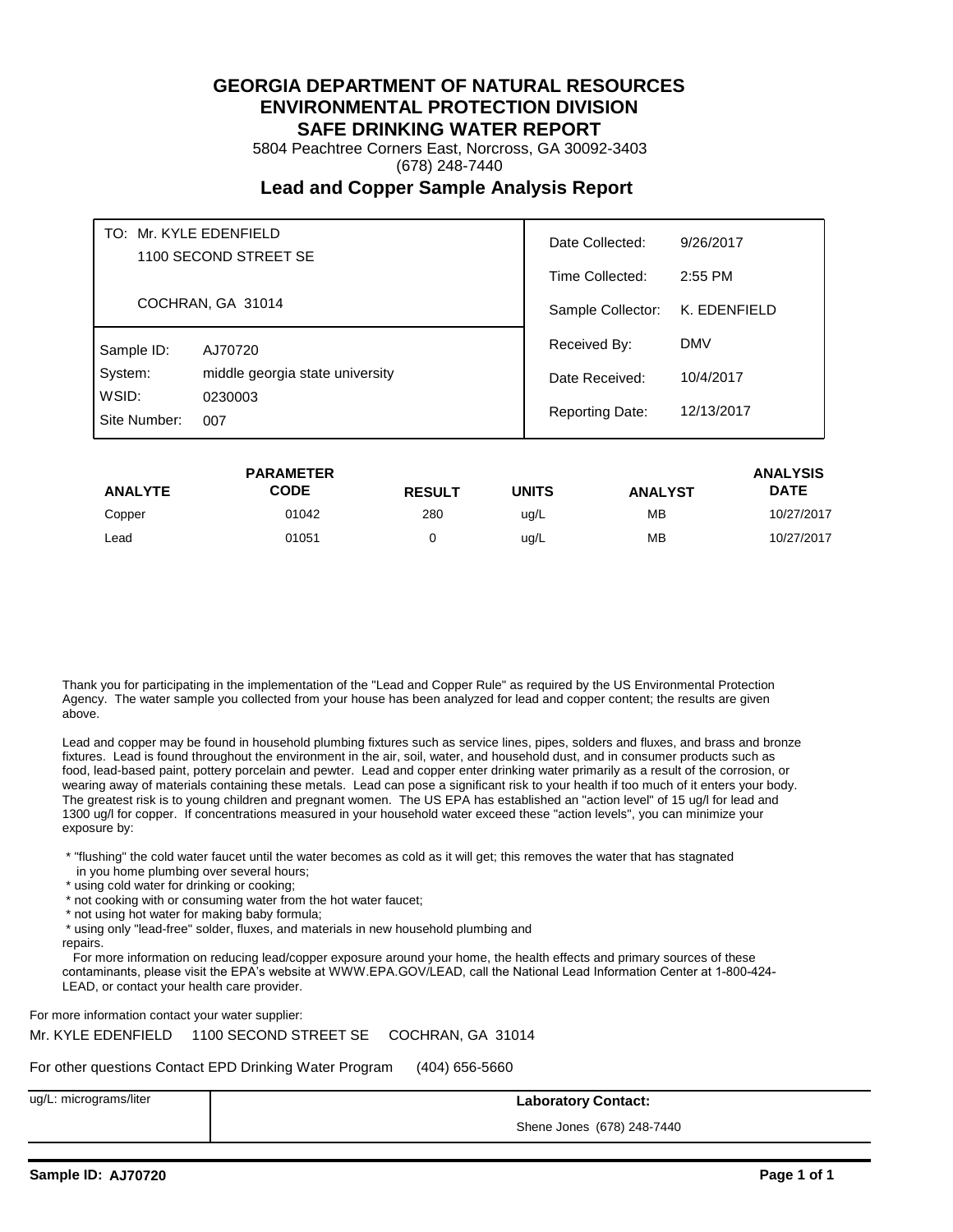# GEORGIA DEPARTMENT OF NATURAL RESOURCES
# ENVIRONMENTAL PROTECTION DIVISION
# SAFE DRINKING WATER REPORT

5804 Peachtree Corners East, Norcross, GA 30092-3403
(678) 248-7440

## Lead and Copper Sample Analysis Report

| | |
|---|---|
| TO: Mr. KYLE EDENFIELD<br>1100 SECOND STREET SE<br><br>COCHRAN, GA 31014 | Date Collected: 9/26/2017<br>Time Collected: 2:55 PM<br>Sample Collector: K. EDENFIELD |
| Sample ID: AJ70720<br>System: middle georgia state university<br>WSID: 0230003<br>Site Number: 007 | Received By: DMV<br>Date Received: 10/4/2017<br>Reporting Date: 12/13/2017 |

| ANALYTE | PARAMETER CODE | RESULT | UNITS | ANALYST | ANALYSIS DATE |
|---|---|---|---|---|---|
| Copper | 01042 | 280 | ug/L | MB | 10/27/2017 |
| Lead | 01051 | 0 | ug/L | MB | 10/27/2017 |

Thank you for participating in the implementation of the "Lead and Copper Rule" as required by the US Environmental Protection Agency. The water sample you collected from your house has been analyzed for lead and copper content; the results are given above.

Lead and copper may be found in household plumbing fixtures such as service lines, pipes, solders and fluxes, and brass and bronze fixtures. Lead is found throughout the environment in the air, soil, water, and household dust, and in consumer products such as food, lead-based paint, pottery porcelain and pewter. Lead and copper enter drinking water primarily as a result of the corrosion, or wearing away of materials containing these metals. Lead can pose a significant risk to your health if too much of it enters your body. The greatest risk is to young children and pregnant women. The US EPA has established an "action level" of 15 ug/l for lead and 1300 ug/l for copper. If concentrations measured in your household water exceed these "action levels", you can minimize your exposure by:

* "flushing" the cold water faucet until the water becomes as cold as it will get; this removes the water that has stagnated in you home plumbing over several hours;
* using cold water for drinking or cooking;
* not cooking with or consuming water from the hot water faucet;
* not using hot water for making baby formula;
* using only "lead-free" solder, fluxes, and materials in new household plumbing and repairs.

For more information on reducing lead/copper exposure around your home, the health effects and primary sources of these contaminants, please visit the EPA's website at WWW.EPA.GOV/LEAD, call the National Lead Information Center at 1-800-424-LEAD, or contact your health care provider.

For more information contact your water supplier:

Mr. KYLE EDENFIELD 1100 SECOND STREET SE COCHRAN, GA 31014

For other questions Contact EPD Drinking Water Program (404) 656-5660

| ug/L: micrograms/liter | **Laboratory Contact:**<br>Shene Jones (678) 248-7440 |
|---|---|

**Sample ID: AJ70720**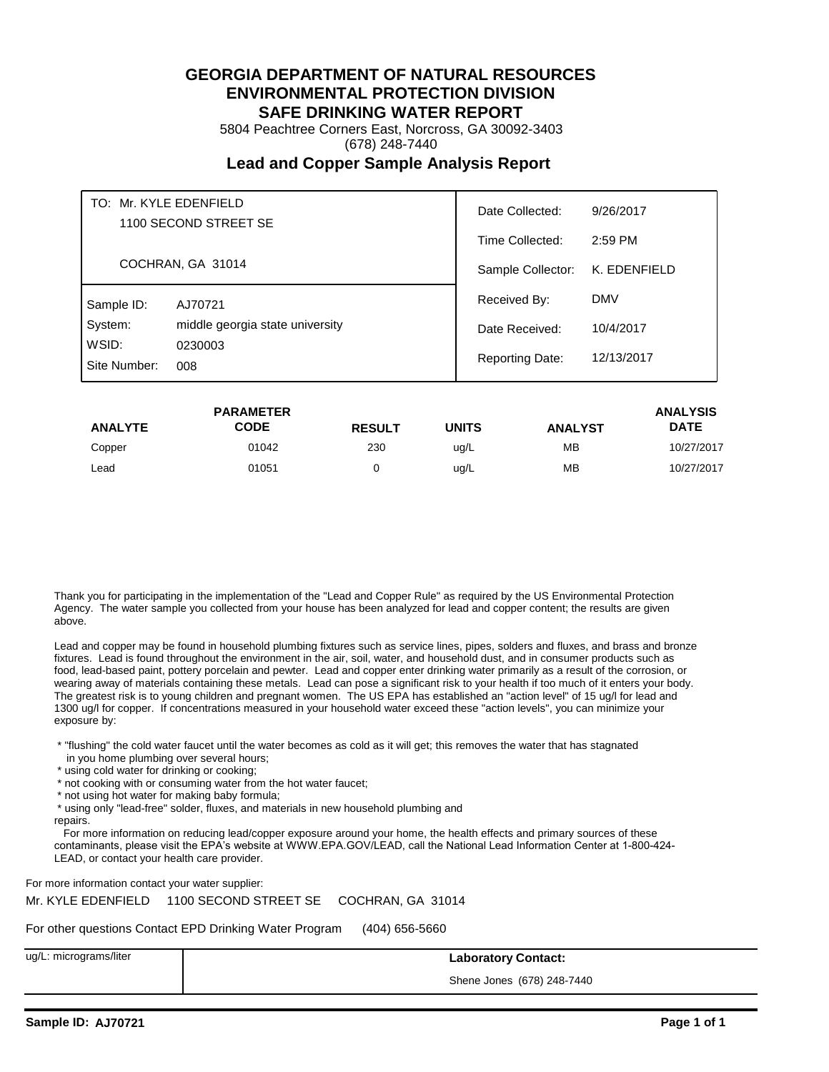# GEORGIA DEPARTMENT OF NATURAL RESOURCES
# ENVIRONMENTAL PROTECTION DIVISION
# SAFE DRINKING WATER REPORT

5804 Peachtree Corners East, Norcross, GA 30092-3403
(678) 248-7440

## Lead and Copper Sample Analysis Report

TO: Mr. KYLE EDENFIELD
1100 SECOND STREET SE

COCHRAN, GA 31014

| | |
|---|---|
| Sample ID: | AJ70721 |
| System: | middle georgia state university |
| WSID: | 0230003 |
| Site Number: | 008 |

| | |
|---|---|
| Date Collected: | 9/26/2017 |
| Time Collected: | 2:59 PM |
| Sample Collector: | K. EDENFIELD |
| Received By: | DMV |
| Date Received: | 10/4/2017 |
| Reporting Date: | 12/13/2017 |

| ANALYTE | PARAMETER CODE | RESULT | UNITS | ANALYST | ANALYSIS DATE |
|---|---|---|---|---|---|
| Copper | 01042 | 230 | ug/L | MB | 10/27/2017 |
| Lead | 01051 | 0 | ug/L | MB | 10/27/2017 |

Thank you for participating in the implementation of the "Lead and Copper Rule" as required by the US Environmental Protection Agency. The water sample you collected from your house has been analyzed for lead and copper content; the results are given above.

Lead and copper may be found in household plumbing fixtures such as service lines, pipes, solders and fluxes, and brass and bronze fixtures. Lead is found throughout the environment in the air, soil, water, and household dust, and in consumer products such as food, lead-based paint, pottery porcelain and pewter. Lead and copper enter drinking water primarily as a result of the corrosion, or wearing away of materials containing these metals. Lead can pose a significant risk to your health if too much of it enters your body. The greatest risk is to young children and pregnant women. The US EPA has established an "action level" of 15 ug/l for lead and 1300 ug/l for copper. If concentrations measured in your household water exceed these "action levels", you can minimize your exposure by:

* "flushing" the cold water faucet until the water becomes as cold as it will get; this removes the water that has stagnated in you home plumbing over several hours;
* using cold water for drinking or cooking;
* not cooking with or consuming water from the hot water faucet;
* not using hot water for making baby formula;
* using only "lead-free" solder, fluxes, and materials in new household plumbing and repairs.

For more information on reducing lead/copper exposure around your home, the health effects and primary sources of these contaminants, please visit the EPA's website at WWW.EPA.GOV/LEAD, call the National Lead Information Center at 1-800-424-LEAD, or contact your health care provider.

For more information contact your water supplier:
Mr. KYLE EDENFIELD 1100 SECOND STREET SE COCHRAN, GA 31014

For other questions Contact EPD Drinking Water Program (404) 656-5660

| ug/L: micrograms/liter | **Laboratory Contact:** |
|---|---|
| | Shene Jones (678) 248-7440 |

**Sample ID: AJ70721**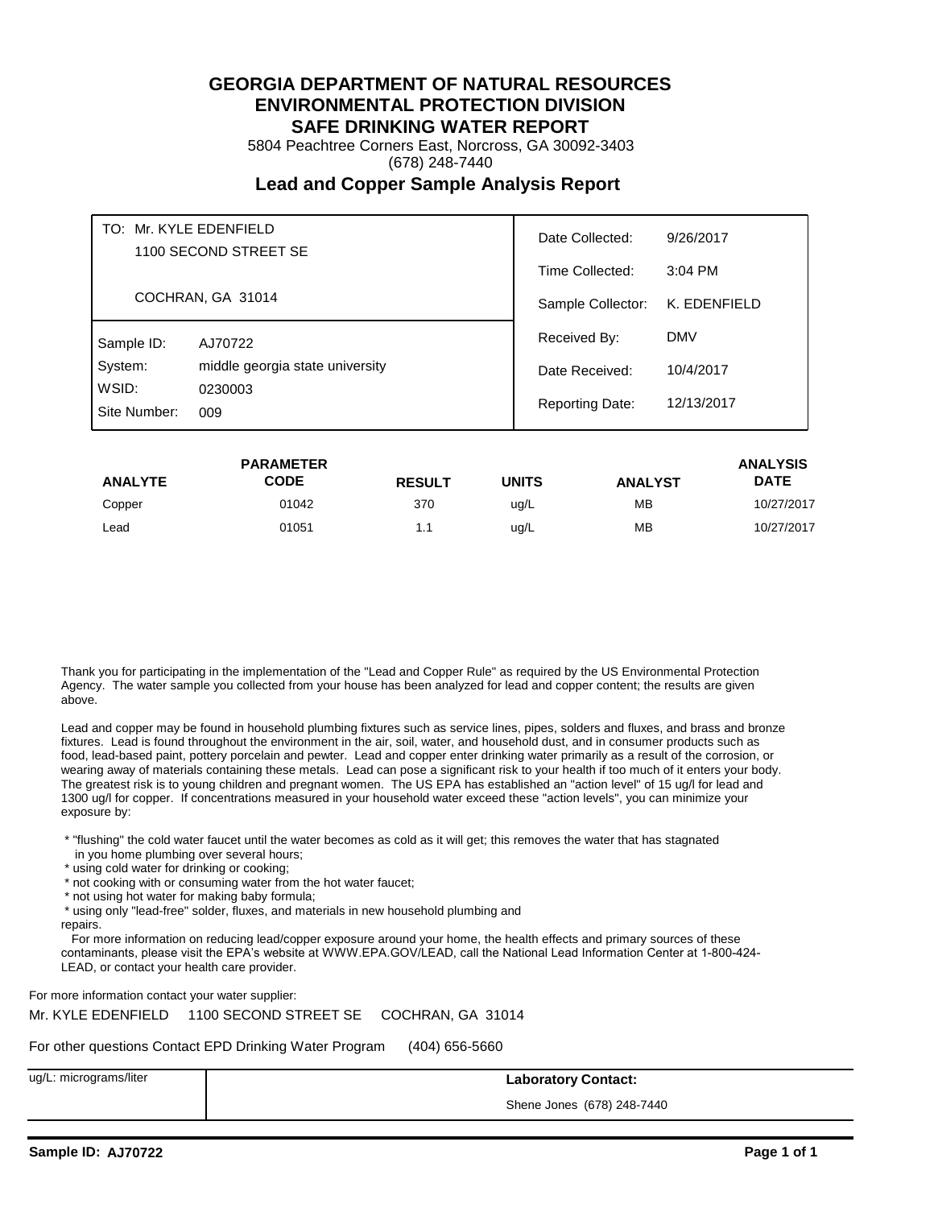# GEORGIA DEPARTMENT OF NATURAL RESOURCES
# ENVIRONMENTAL PROTECTION DIVISION
# SAFE DRINKING WATER REPORT

5804 Peachtree Corners East, Norcross, GA 30092-3403
(678) 248-7440

## Lead and Copper Sample Analysis Report

| | | | |
|---|---|---|---|
| TO: Mr. KYLE EDENFIELD | | Date Collected: | 9/26/2017 |
| 1100 SECOND STREET SE | | Time Collected: | 3:04 PM |
| COCHRAN, GA 31014 | | Sample Collector: | K. EDENFIELD |
| Sample ID: | AJ70722 | Received By: | DMV |
| System: | middle georgia state university | Date Received: | 10/4/2017 |
| WSID: | 0230003 | Reporting Date: | 12/13/2017 |
| Site Number: | 009 | | |

| ANALYTE | PARAMETER CODE | RESULT | UNITS | ANALYST | ANALYSIS DATE |
|---|---|---|---|---|---|
| Copper | 01042 | 370 | ug/L | MB | 10/27/2017 |
| Lead | 01051 | 1.1 | ug/L | MB | 10/27/2017 |

Thank you for participating in the implementation of the "Lead and Copper Rule" as required by the US Environmental Protection Agency. The water sample you collected from your house has been analyzed for lead and copper content; the results are given above.

Lead and copper may be found in household plumbing fixtures such as service lines, pipes, solders and fluxes, and brass and bronze fixtures. Lead is found throughout the environment in the air, soil, water, and household dust, and in consumer products such as food, lead-based paint, pottery porcelain and pewter. Lead and copper enter drinking water primarily as a result of the corrosion, or wearing away of materials containing these metals. Lead can pose a significant risk to your health if too much of it enters your body. The greatest risk is to young children and pregnant women. The US EPA has established an "action level" of 15 ug/l for lead and 1300 ug/l for copper. If concentrations measured in your household water exceed these "action levels", you can minimize your exposure by:

* "flushing" the cold water faucet until the water becomes as cold as it will get; this removes the water that has stagnated in you home plumbing over several hours;
* using cold water for drinking or cooking;
* not cooking with or consuming water from the hot water faucet;
* not using hot water for making baby formula;
* using only "lead-free" solder, fluxes, and materials in new household plumbing and repairs.

For more information on reducing lead/copper exposure around your home, the health effects and primary sources of these contaminants, please visit the EPA's website at WWW.EPA.GOV/LEAD, call the National Lead Information Center at 1-800-424-LEAD, or contact your health care provider.

For more information contact your water supplier:

Mr. KYLE EDENFIELD 1100 SECOND STREET SE COCHRAN, GA 31014

For other questions Contact EPD Drinking Water Program (404) 656-5660

| ug/L: micrograms/liter | **Laboratory Contact:** |
|---|---|
| | Shene Jones (678) 248-7440 |

**Sample ID: AJ70722**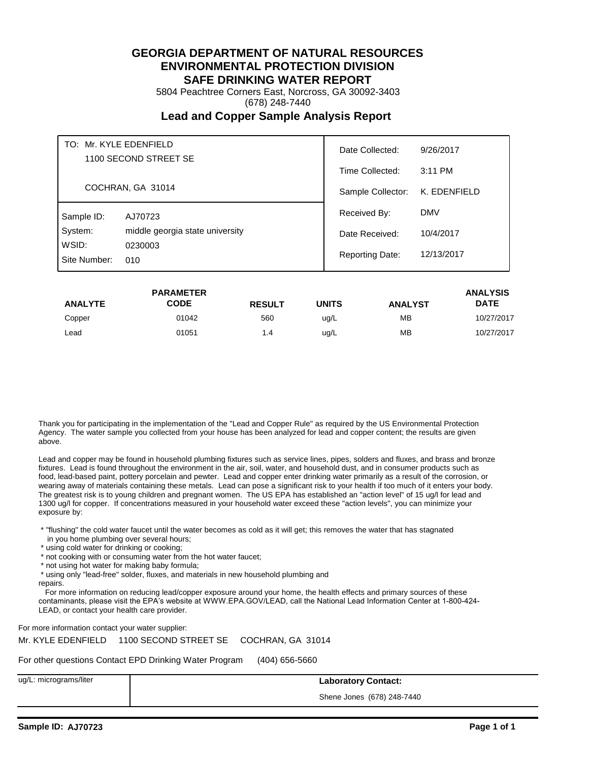# GEORGIA DEPARTMENT OF NATURAL RESOURCES
# ENVIRONMENTAL PROTECTION DIVISION
# SAFE DRINKING WATER REPORT

5804 Peachtree Corners East, Norcross, GA 30092-3403
(678) 248-7440

## Lead and Copper Sample Analysis Report

| | | | |
|---|---|---|---|
| TO: Mr. KYLE EDENFIELD<br>1100 SECOND STREET SE<br><br>COCHRAN, GA 31014 | | Date Collected: | 9/26/2017 |
| | | Time Collected: | 3:11 PM |
| | | Sample Collector: | K. EDENFIELD |
| Sample ID: | AJ70723 | Received By: | DMV |
| System: | middle georgia state university | Date Received: | 10/4/2017 |
| WSID: | 0230003 | Reporting Date: | 12/13/2017 |
| Site Number: | 010 | | |

| ANALYTE | PARAMETER CODE | RESULT | UNITS | ANALYST | ANALYSIS DATE |
|---|---|---|---|---|---|
| Copper | 01042 | 560 | ug/L | MB | 10/27/2017 |
| Lead | 01051 | 1.4 | ug/L | MB | 10/27/2017 |

Thank you for participating in the implementation of the "Lead and Copper Rule" as required by the US Environmental Protection Agency. The water sample you collected from your house has been analyzed for lead and copper content; the results are given above.

Lead and copper may be found in household plumbing fixtures such as service lines, pipes, solders and fluxes, and brass and bronze fixtures. Lead is found throughout the environment in the air, soil, water, and household dust, and in consumer products such as food, lead-based paint, pottery porcelain and pewter. Lead and copper enter drinking water primarily as a result of the corrosion, or wearing away of materials containing these metals. Lead can pose a significant risk to your health if too much of it enters your body. The greatest risk is to young children and pregnant women. The US EPA has established an "action level" of 15 ug/l for lead and 1300 ug/l for copper. If concentrations measured in your household water exceed these "action levels", you can minimize your exposure by:

* "flushing" the cold water faucet until the water becomes as cold as it will get; this removes the water that has stagnated in you home plumbing over several hours;
* using cold water for drinking or cooking;
* not cooking with or consuming water from the hot water faucet;
* not using hot water for making baby formula;
* using only "lead-free" solder, fluxes, and materials in new household plumbing and repairs.

For more information on reducing lead/copper exposure around your home, the health effects and primary sources of these contaminants, please visit the EPA's website at WWW.EPA.GOV/LEAD, call the National Lead Information Center at 1-800-424-LEAD, or contact your health care provider.

For more information contact your water supplier:

Mr. KYLE EDENFIELD 1100 SECOND STREET SE COCHRAN, GA 31014

For other questions Contact EPD Drinking Water Program (404) 656-5660

| ug/L: micrograms/liter | **Laboratory Contact:**<br>Shene Jones (678) 248-7440 |
|---|---|

**Sample ID: AJ70723**